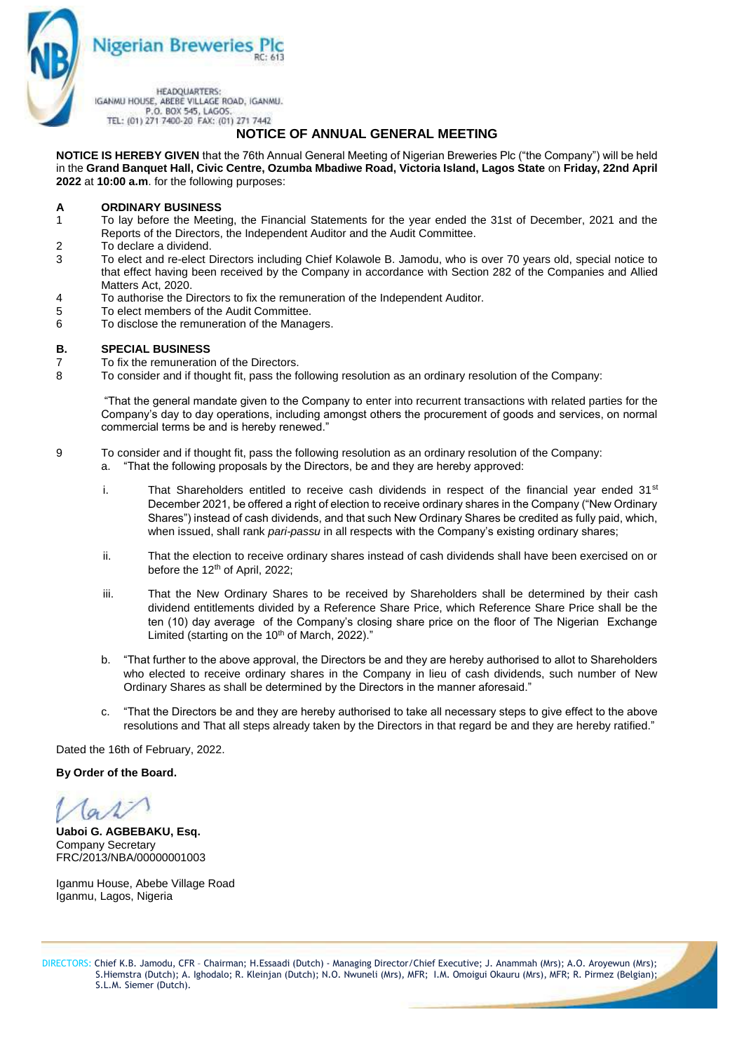Nigerian Breweries Plc
RC: 613

HEADQUARTERS:
IGANMU HOUSE, ABEBE VILLAGE ROAD, IGANMU.
P.O. BOX 545, LAGOS.
TEL: (01) 271 7400-20 FAX: (01) 271 7442

# NOTICE OF ANNUAL GENERAL MEETING

**NOTICE IS HEREBY GIVEN** that the 76th Annual General Meeting of Nigerian Breweries Plc ("the Company") will be held in the **Grand Banquet Hall, Civic Centre, Ozumba Mbadiwe Road, Victoria Island, Lagos State** on **Friday, 22nd April 2022** at **10:00 a.m**. for the following purposes:

## A ORDINARY BUSINESS

1. To lay before the Meeting, the Financial Statements for the year ended the 31st of December, 2021 and the Reports of the Directors, the Independent Auditor and the Audit Committee.
2. To declare a dividend.
3. To elect and re-elect Directors including Chief Kolawole B. Jamodu, who is over 70 years old, special notice to that effect having been received by the Company in accordance with Section 282 of the Companies and Allied Matters Act, 2020.
4. To authorise the Directors to fix the remuneration of the Independent Auditor.
5. To elect members of the Audit Committee.
6. To disclose the remuneration of the Managers.

## B. SPECIAL BUSINESS

7. To fix the remuneration of the Directors.
8. To consider and if thought fit, pass the following resolution as an ordinary resolution of the Company:

   "That the general mandate given to the Company to enter into recurrent transactions with related parties for the Company's day to day operations, including amongst others the procurement of goods and services, on normal commercial terms be and is hereby renewed."

9. To consider and if thought fit, pass the following resolution as an ordinary resolution of the Company:
   a. "That the following proposals by the Directors, be and they are hereby approved:

      i. That Shareholders entitled to receive cash dividends in respect of the financial year ended 31st December 2021, be offered a right of election to receive ordinary shares in the Company ("New Ordinary Shares") instead of cash dividends, and that such New Ordinary Shares be credited as fully paid, which, when issued, shall rank *pari-passu* in all respects with the Company's existing ordinary shares;

      ii. That the election to receive ordinary shares instead of cash dividends shall have been exercised on or before the 12th of April, 2022;

      iii. That the New Ordinary Shares to be received by Shareholders shall be determined by their cash dividend entitlements divided by a Reference Share Price, which Reference Share Price shall be the ten (10) day average of the Company's closing share price on the floor of The Nigerian Exchange Limited (starting on the 10th of March, 2022)."

   b. "That further to the above approval, the Directors be and they are hereby authorised to allot to Shareholders who elected to receive ordinary shares in the Company in lieu of cash dividends, such number of New Ordinary Shares as shall be determined by the Directors in the manner aforesaid."

   c. "That the Directors be and they are hereby authorised to take all necessary steps to give effect to the above resolutions and That all steps already taken by the Directors in that regard be and they are hereby ratified."

Dated the 16th of February, 2022.

**By Order of the Board.**

**Uaboi G. AGBEBAKU, Esq.**
Company Secretary
FRC/2013/NBA/00000001003

Iganmu House, Abebe Village Road
Iganmu, Lagos, Nigeria

DIRECTORS: Chief K.B. Jamodu, CFR – Chairman; H.Essaadi (Dutch) - Managing Director/Chief Executive; J. Anammah (Mrs); A.O. Aroyewun (Mrs); S.Hiemstra (Dutch); A. Ighodalo; R. Kleinjan (Dutch); N.O. Nwuneli (Mrs), MFR; I.M. Omoigui Okauru (Mrs), MFR; R. Pirmez (Belgian); S.L.M. Siemer (Dutch).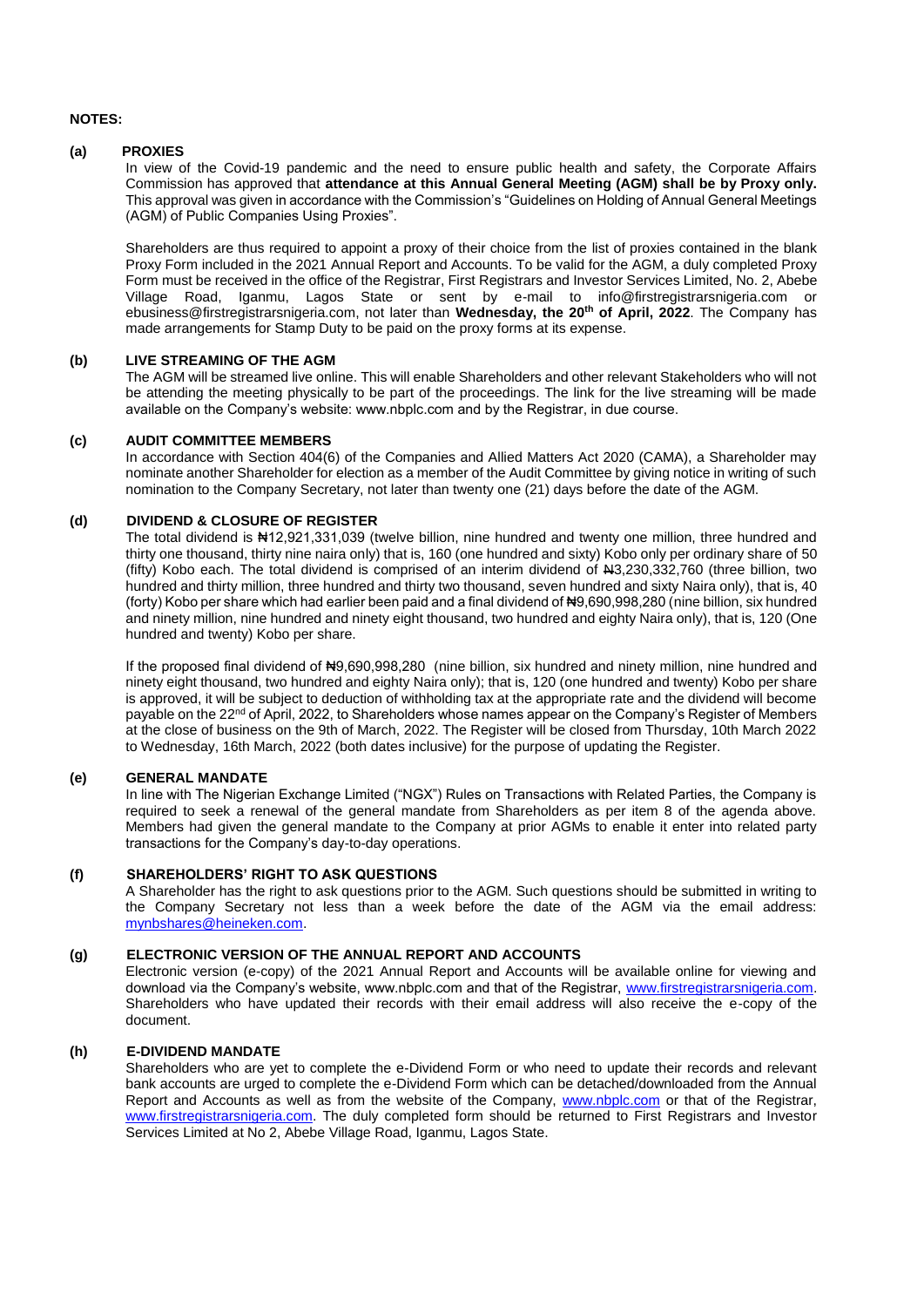**NOTES:**

**(a) PROXIES**

In view of the Covid-19 pandemic and the need to ensure public health and safety, the Corporate Affairs Commission has approved that **attendance at this Annual General Meeting (AGM) shall be by Proxy only.** This approval was given in accordance with the Commission's "Guidelines on Holding of Annual General Meetings (AGM) of Public Companies Using Proxies".

Shareholders are thus required to appoint a proxy of their choice from the list of proxies contained in the blank Proxy Form included in the 2021 Annual Report and Accounts. To be valid for the AGM, a duly completed Proxy Form must be received in the office of the Registrar, First Registrars and Investor Services Limited, No. 2, Abebe Village Road, Iganmu, Lagos State or sent by e-mail to info@firstregistrarsnigeria.com or ebusiness@firstregistrarsnigeria.com, not later than **Wednesday, the 20th of April, 2022**. The Company has made arrangements for Stamp Duty to be paid on the proxy forms at its expense.

**(b) LIVE STREAMING OF THE AGM**

The AGM will be streamed live online. This will enable Shareholders and other relevant Stakeholders who will not be attending the meeting physically to be part of the proceedings. The link for the live streaming will be made available on the Company's website: www.nbplc.com and by the Registrar, in due course.

**(c) AUDIT COMMITTEE MEMBERS**

In accordance with Section 404(6) of the Companies and Allied Matters Act 2020 (CAMA), a Shareholder may nominate another Shareholder for election as a member of the Audit Committee by giving notice in writing of such nomination to the Company Secretary, not later than twenty one (21) days before the date of the AGM.

**(d) DIVIDEND & CLOSURE OF REGISTER**

The total dividend is ₦12,921,331,039 (twelve billion, nine hundred and twenty one million, three hundred and thirty one thousand, thirty nine naira only) that is, 160 (one hundred and sixty) Kobo only per ordinary share of 50 (fifty) Kobo each. The total dividend is comprised of an interim dividend of ₦3,230,332,760 (three billion, two hundred and thirty million, three hundred and thirty two thousand, seven hundred and sixty Naira only), that is, 40 (forty) Kobo per share which had earlier been paid and a final dividend of ₦9,690,998,280 (nine billion, six hundred and ninety million, nine hundred and ninety eight thousand, two hundred and eighty Naira only), that is, 120 (One hundred and twenty) Kobo per share.

If the proposed final dividend of ₦9,690,998,280 (nine billion, six hundred and ninety million, nine hundred and ninety eight thousand, two hundred and eighty Naira only); that is, 120 (one hundred and twenty) Kobo per share is approved, it will be subject to deduction of withholding tax at the appropriate rate and the dividend will become payable on the 22nd of April, 2022, to Shareholders whose names appear on the Company's Register of Members at the close of business on the 9th of March, 2022. The Register will be closed from Thursday, 10th March 2022 to Wednesday, 16th March, 2022 (both dates inclusive) for the purpose of updating the Register.

**(e) GENERAL MANDATE**

In line with The Nigerian Exchange Limited ("NGX") Rules on Transactions with Related Parties, the Company is required to seek a renewal of the general mandate from Shareholders as per item 8 of the agenda above. Members had given the general mandate to the Company at prior AGMs to enable it enter into related party transactions for the Company's day-to-day operations.

**(f) SHAREHOLDERS' RIGHT TO ASK QUESTIONS**

A Shareholder has the right to ask questions prior to the AGM. Such questions should be submitted in writing to the Company Secretary not less than a week before the date of the AGM via the email address: mynbshares@heineken.com.

**(g) ELECTRONIC VERSION OF THE ANNUAL REPORT AND ACCOUNTS**

Electronic version (e-copy) of the 2021 Annual Report and Accounts will be available online for viewing and download via the Company's website, www.nbplc.com and that of the Registrar, www.firstregistrarsnigeria.com. Shareholders who have updated their records with their email address will also receive the e-copy of the document.

**(h) E-DIVIDEND MANDATE**

Shareholders who are yet to complete the e-Dividend Form or who need to update their records and relevant bank accounts are urged to complete the e-Dividend Form which can be detached/downloaded from the Annual Report and Accounts as well as from the website of the Company, www.nbplc.com or that of the Registrar, www.firstregistrarsnigeria.com. The duly completed form should be returned to First Registrars and Investor Services Limited at No 2, Abebe Village Road, Iganmu, Lagos State.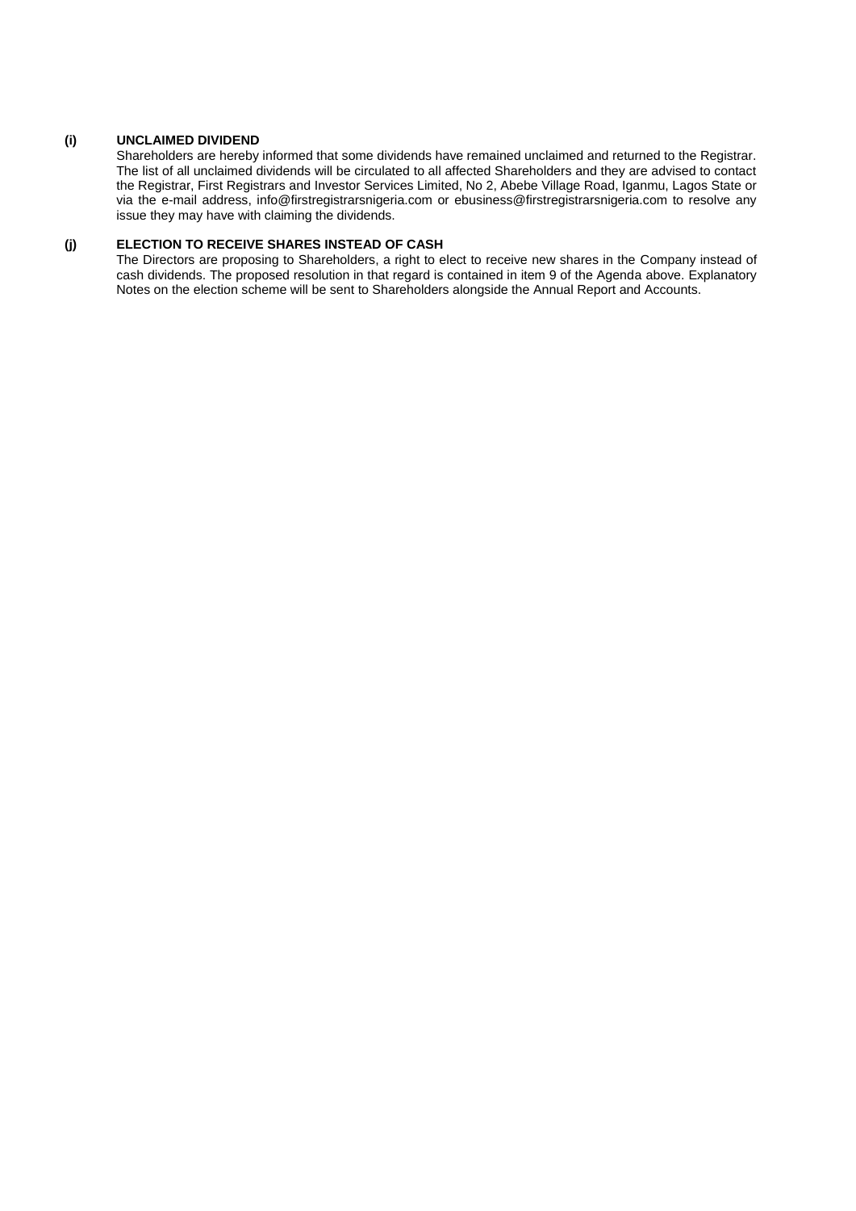**(i) UNCLAIMED DIVIDEND**

Shareholders are hereby informed that some dividends have remained unclaimed and returned to the Registrar. The list of all unclaimed dividends will be circulated to all affected Shareholders and they are advised to contact the Registrar, First Registrars and Investor Services Limited, No 2, Abebe Village Road, Iganmu, Lagos State or via the e-mail address, info@firstregistrarsnigeria.com or ebusiness@firstregistrarsnigeria.com to resolve any issue they may have with claiming the dividends.

**(j) ELECTION TO RECEIVE SHARES INSTEAD OF CASH**

The Directors are proposing to Shareholders, a right to elect to receive new shares in the Company instead of cash dividends. The proposed resolution in that regard is contained in item 9 of the Agenda above. Explanatory Notes on the election scheme will be sent to Shareholders alongside the Annual Report and Accounts.